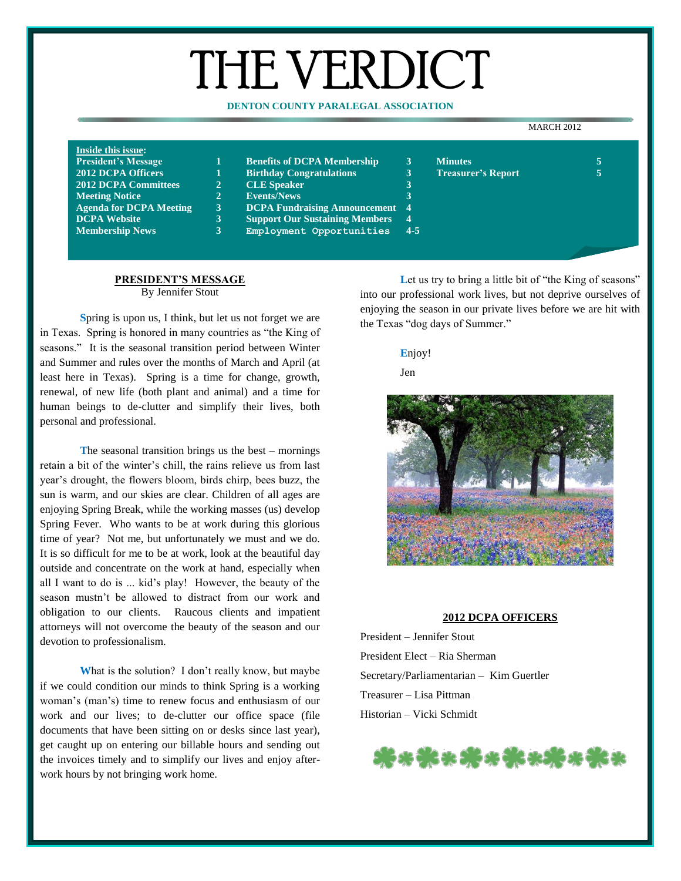# THE VERDICT

**DENTON COUNTY PARALEGAL ASSOCIATION**

MARCH 2012

**Inside this issue:**

| | | | | | |
|---|---|---|---|---|---|
| **President's Message** | **1** | **Benefits of DCPA Membership** | **3** | **Minutes** | **5** |
| **2012 DCPA Officers** | **1** | **Birthday Congratulations** | **3** | **Treasurer's Report** | **5** |
| **2012 DCPA Committees** | **2** | **CLE Speaker** | **3** | | |
| **Meeting Notice** | **2** | **Events/News** | **3** | | |
| **Agenda for DCPA Meeting** | **3** | **DCPA Fundraising Announcement** | **4** | | |
| **DCPA Website** | **3** | **Support Our Sustaining Members** | **4** | | |
| **Membership News** | **3** | **Employment Opportunities** | **4-5** | | |

## PRESIDENT'S MESSAGE

By Jennifer Stout

Spring is upon us, I think, but let us not forget we are in Texas. Spring is honored in many countries as "the King of seasons." It is the seasonal transition period between Winter and Summer and rules over the months of March and April (at least here in Texas). Spring is a time for change, growth, renewal, of new life (both plant and animal) and a time for human beings to de-clutter and simplify their lives, both personal and professional.

The seasonal transition brings us the best – mornings retain a bit of the winter's chill, the rains relieve us from last year's drought, the flowers bloom, birds chirp, bees buzz, the sun is warm, and our skies are clear. Children of all ages are enjoying Spring Break, while the working masses (us) develop Spring Fever. Who wants to be at work during this glorious time of year? Not me, but unfortunately we must and we do. It is so difficult for me to be at work, look at the beautiful day outside and concentrate on the work at hand, especially when all I want to do is ... kid's play! However, the beauty of the season mustn't be allowed to distract from our work and obligation to our clients. Raucous clients and impatient attorneys will not overcome the beauty of the season and our devotion to professionalism.

What is the solution? I don't really know, but maybe if we could condition our minds to think Spring is a working woman's (man's) time to renew focus and enthusiasm of our work and our lives; to de-clutter our office space (file documents that have been sitting on or desks since last year), get caught up on entering our billable hours and sending out the invoices timely and to simplify our lives and enjoy after-work hours by not bringing work home.

Let us try to bring a little bit of "the King of seasons" into our professional work lives, but not deprive ourselves of enjoying the season in our private lives before we are hit with the Texas "dog days of Summer."

Enjoy!

Jen

## 2012 DCPA OFFICERS

President – Jennifer Stout

President Elect – Ria Sherman

Secretary/Parliamentarian – Kim Guertler

Treasurer – Lisa Pittman

Historian – Vicki Schmidt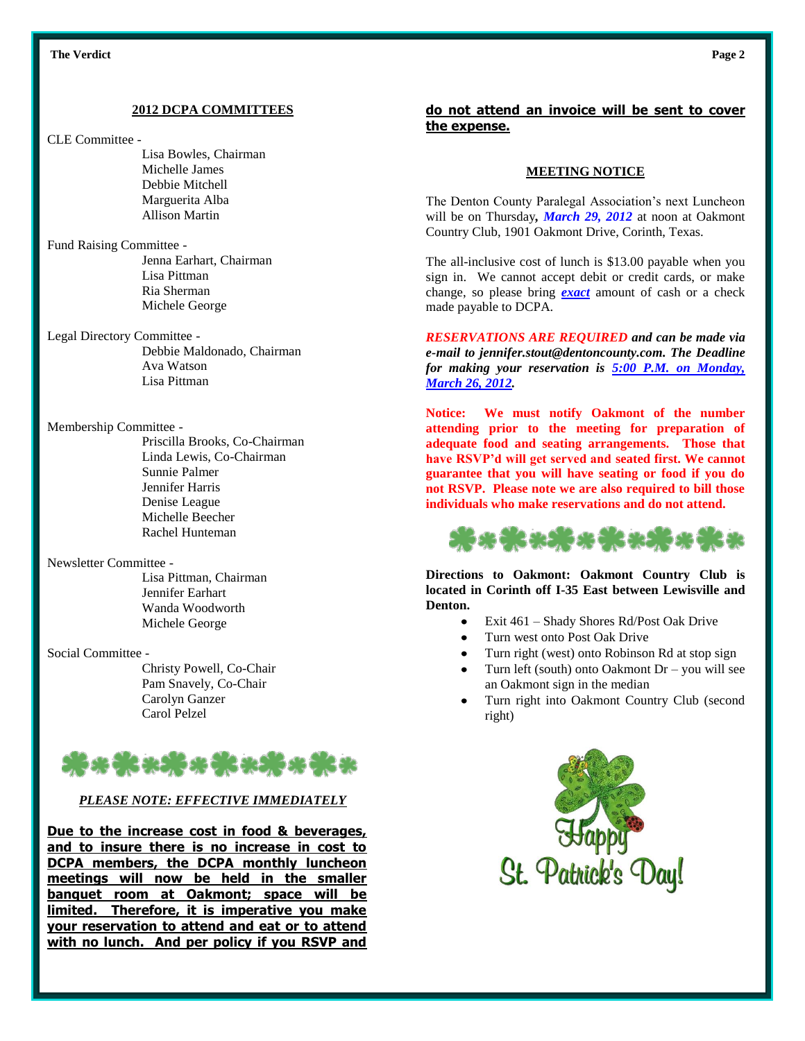## 2012 DCPA COMMITTEES

CLE Committee -

- Lisa Bowles, Chairman
- Michelle James
- Debbie Mitchell
- Marguerita Alba
- Allison Martin

Fund Raising Committee -

- Jenna Earhart, Chairman
- Lisa Pittman
- Ria Sherman
- Michele George

Legal Directory Committee -

- Debbie Maldonado, Chairman
- Ava Watson
- Lisa Pittman

Membership Committee -

- Priscilla Brooks, Co-Chairman
- Linda Lewis, Co-Chairman
- Sunnie Palmer
- Jennifer Harris
- Denise League
- Michelle Beecher
- Rachel Hunteman

Newsletter Committee -

- Lisa Pittman, Chairman
- Jennifer Earhart
- Wanda Woodworth
- Michele George

Social Committee -

- Christy Powell, Co-Chair
- Pam Snavely, Co-Chair
- Carolyn Ganzer
- Carol Pelzel

***PLEASE NOTE: EFFECTIVE IMMEDIATELY***

**Due to the increase cost in food & beverages, and to insure there is no increase in cost to DCPA members, the DCPA monthly luncheon meetings will now be held in the smaller banquet room at Oakmont; space will be limited. Therefore, it is imperative you make your reservation to attend and eat or to attend with no lunch. And per policy if you RSVP and do not attend an invoice will be sent to cover the expense.**

## MEETING NOTICE

The Denton County Paralegal Association's next Luncheon will be on Thursday***, March 29, 2012*** at noon at Oakmont Country Club, 1901 Oakmont Drive, Corinth, Texas.

The all-inclusive cost of lunch is $13.00 payable when you sign in. We cannot accept debit or credit cards, or make change, so please bring ***exact*** amount of cash or a check made payable to DCPA.

***RESERVATIONS ARE REQUIRED and can be made via e-mail to jennifer.stout@dentoncounty.com. The Deadline for making your reservation is 5:00 P.M. on Monday, March 26, 2012.***

**Notice: We must notify Oakmont of the number attending prior to the meeting for preparation of adequate food and seating arrangements. Those that have RSVP'd will get served and seated first. We cannot guarantee that you will have seating or food if you do not RSVP. Please note we are also required to bill those individuals who make reservations and do not attend.**

**Directions to Oakmont: Oakmont Country Club is located in Corinth off I-35 East between Lewisville and Denton.**

- Exit 461 – Shady Shores Rd/Post Oak Drive
- Turn west onto Post Oak Drive
- Turn right (west) onto Robinson Rd at stop sign
- Turn left (south) onto Oakmont Dr – you will see an Oakmont sign in the median
- Turn right into Oakmont Country Club (second right)

Happy St. Patrick's Day!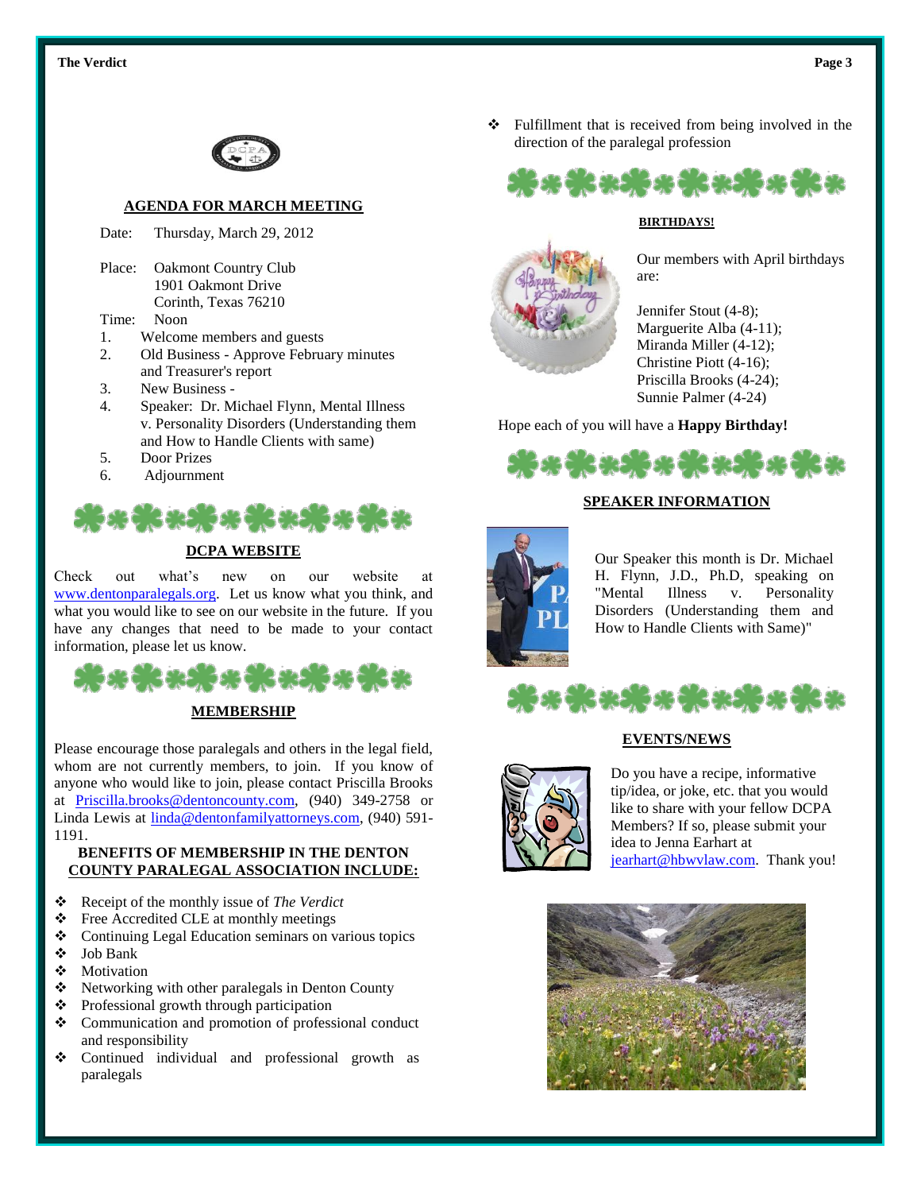## AGENDA FOR MARCH MEETING

Date: Thursday, March 29, 2012

Place: Oakmont Country Club
1901 Oakmont Drive
Corinth, Texas 76210

Time: Noon

1. Welcome members and guests
2. Old Business - Approve February minutes and Treasurer's report
3. New Business -
4. Speaker: Dr. Michael Flynn, Mental Illness v. Personality Disorders (Understanding them and How to Handle Clients with same)
5. Door Prizes
6. Adjournment

## DCPA WEBSITE

Check out what's new on our website at www.dentonparalegals.org. Let us know what you think, and what you would like to see on our website in the future. If you have any changes that need to be made to your contact information, please let us know.

## MEMBERSHIP

Please encourage those paralegals and others in the legal field, whom are not currently members, to join. If you know of anyone who would like to join, please contact Priscilla Brooks at Priscilla.brooks@dentoncounty.com, (940) 349-2758 or Linda Lewis at linda@dentonfamilyattorneys.com, (940) 591-1191.

### BENEFITS OF MEMBERSHIP IN THE DENTON COUNTY PARALEGAL ASSOCIATION INCLUDE:

- Receipt of the monthly issue of *The Verdict*
- Free Accredited CLE at monthly meetings
- Continuing Legal Education seminars on various topics
- Job Bank
- Motivation
- Networking with other paralegals in Denton County
- Professional growth through participation
- Communication and promotion of professional conduct and responsibility
- Continued individual and professional growth as paralegals
- Fulfillment that is received from being involved in the direction of the paralegal profession

## BIRTHDAYS!

Our members with April birthdays are:

Jennifer Stout (4-8);
Marguerite Alba (4-11);
Miranda Miller (4-12);
Christine Piott (4-16);
Priscilla Brooks (4-24);
Sunnie Palmer (4-24)

Hope each of you will have a **Happy Birthday!**

## SPEAKER INFORMATION

Our Speaker this month is Dr. Michael H. Flynn, J.D., Ph.D, speaking on "Mental Illness v. Personality Disorders (Understanding them and How to Handle Clients with Same)"

## EVENTS/NEWS

Do you have a recipe, informative tip/idea, or joke, etc. that you would like to share with your fellow DCPA Members? If so, please submit your idea to Jenna Earhart at jearhart@hbwvlaw.com. Thank you!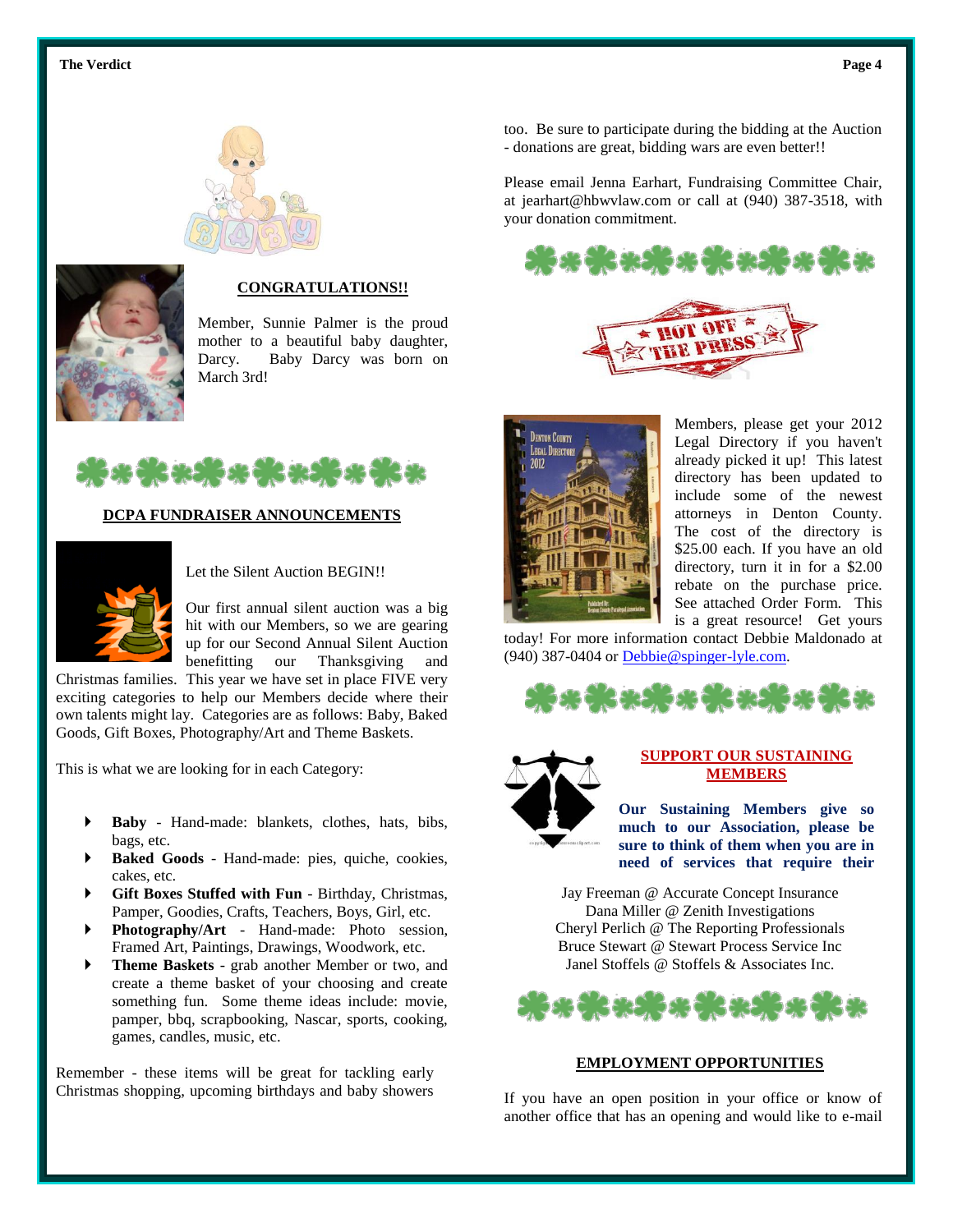## CONGRATULATIONS!!

Member, Sunnie Palmer is the proud mother to a beautiful baby daughter, Darcy. Baby Darcy was born on March 3rd!

## DCPA FUNDRAISER ANNOUNCEMENTS

Let the Silent Auction BEGIN!!

Our first annual silent auction was a big hit with our Members, so we are gearing up for our Second Annual Silent Auction benefitting our Thanksgiving and Christmas families. This year we have set in place FIVE very exciting categories to help our Members decide where their own talents might lay. Categories are as follows: Baby, Baked Goods, Gift Boxes, Photography/Art and Theme Baskets.

This is what we are looking for in each Category:

- **Baby** - Hand-made: blankets, clothes, hats, bibs, bags, etc.
- **Baked Goods** - Hand-made: pies, quiche, cookies, cakes, etc.
- **Gift Boxes Stuffed with Fun** - Birthday, Christmas, Pamper, Goodies, Crafts, Teachers, Boys, Girl, etc.
- **Photography/Art** - Hand-made: Photo session, Framed Art, Paintings, Drawings, Woodwork, etc.
- **Theme Baskets** - grab another Member or two, and create a theme basket of your choosing and create something fun. Some theme ideas include: movie, pamper, bbq, scrapbooking, Nascar, sports, cooking, games, candles, music, etc.

Remember - these items will be great for tackling early Christmas shopping, upcoming birthdays and baby showers too. Be sure to participate during the bidding at the Auction - donations are great, bidding wars are even better!!

Please email Jenna Earhart, Fundraising Committee Chair, at jearhart@hbwvlaw.com or call at (940) 387-3518, with your donation commitment.

## HOT OFF THE PRESS

Members, please get your 2012 Legal Directory if you haven't already picked it up! This latest directory has been updated to include some of the newest attorneys in Denton County. The cost of the directory is $25.00 each. If you have an old directory, turn it in for a $2.00 rebate on the purchase price. See attached Order Form. This is a great resource! Get yours today! For more information contact Debbie Maldonado at (940) 387-0404 or Debbie@spinger-lyle.com.

## SUPPORT OUR SUSTAINING MEMBERS

**Our Sustaining Members give so much to our Association, please be sure to think of them when you are in need of services that require their**

Jay Freeman @ Accurate Concept Insurance
Dana Miller @ Zenith Investigations
Cheryl Perlich @ The Reporting Professionals
Bruce Stewart @ Stewart Process Service Inc
Janel Stoffels @ Stoffels & Associates Inc.

## EMPLOYMENT OPPORTUNITIES

If you have an open position in your office or know of another office that has an opening and would like to e-mail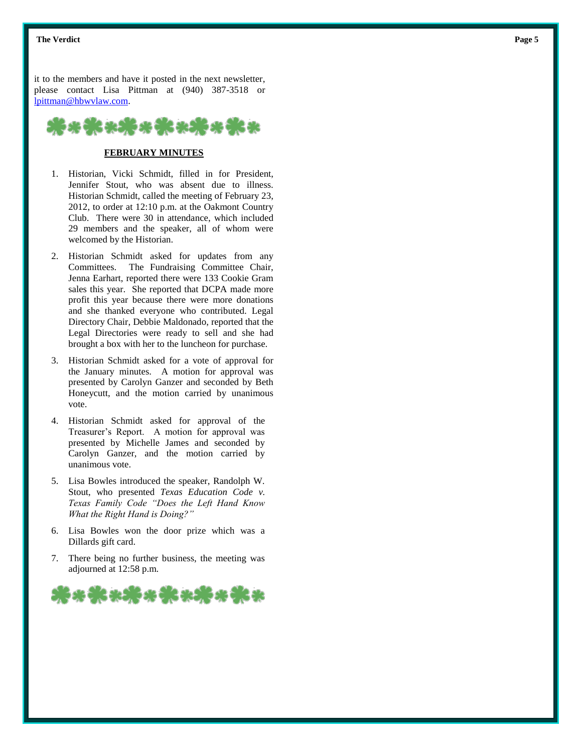it to the members and have it posted in the next newsletter, please contact Lisa Pittman at (940) 387-3518 or lpittman@hbwvlaw.com.

## FEBRUARY MINUTES

1. Historian, Vicki Schmidt, filled in for President, Jennifer Stout, who was absent due to illness. Historian Schmidt, called the meeting of February 23, 2012, to order at 12:10 p.m. at the Oakmont Country Club. There were 30 in attendance, which included 29 members and the speaker, all of whom were welcomed by the Historian.

2. Historian Schmidt asked for updates from any Committees. The Fundraising Committee Chair, Jenna Earhart, reported there were 133 Cookie Gram sales this year. She reported that DCPA made more profit this year because there were more donations and she thanked everyone who contributed. Legal Directory Chair, Debbie Maldonado, reported that the Legal Directories were ready to sell and she had brought a box with her to the luncheon for purchase.

3. Historian Schmidt asked for a vote of approval for the January minutes. A motion for approval was presented by Carolyn Ganzer and seconded by Beth Honeycutt, and the motion carried by unanimous vote.

4. Historian Schmidt asked for approval of the Treasurer's Report. A motion for approval was presented by Michelle James and seconded by Carolyn Ganzer, and the motion carried by unanimous vote.

5. Lisa Bowles introduced the speaker, Randolph W. Stout, who presented *Texas Education Code v. Texas Family Code "Does the Left Hand Know What the Right Hand is Doing?"*

6. Lisa Bowles won the door prize which was a Dillards gift card.

7. There being no further business, the meeting was adjourned at 12:58 p.m.